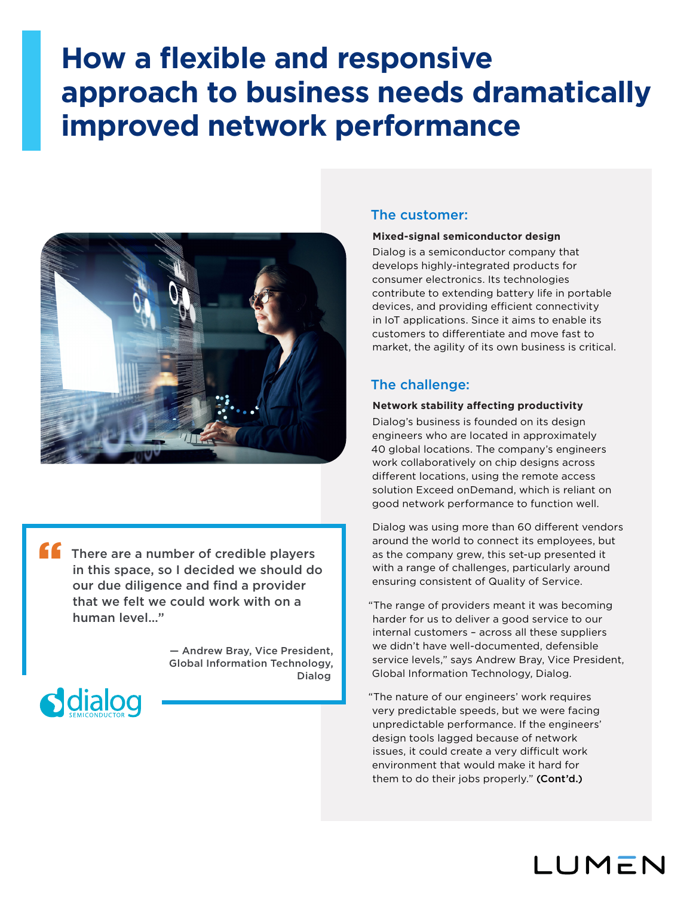# How a flexible and responsive approach to business needs dramatically improved network performance

> There are a number of credible players in this space, so I decided we should do our due diligence and find a provider that we felt we could work with on a human level…"
>
> — Andrew Bray, Vice President, Global Information Technology, Dialog

## The customer:

**Mixed-signal semiconductor design**

Dialog is a semiconductor company that develops highly-integrated products for consumer electronics. Its technologies contribute to extending battery life in portable devices, and providing efficient connectivity in IoT applications. Since it aims to enable its customers to differentiate and move fast to market, the agility of its own business is critical.

## The challenge:

**Network stability affecting productivity**

Dialog's business is founded on its design engineers who are located in approximately 40 global locations. The company's engineers work collaboratively on chip designs across different locations, using the remote access solution Exceed onDemand, which is reliant on good network performance to function well.

Dialog was using more than 60 different vendors around the world to connect its employees, but as the company grew, this set-up presented it with a range of challenges, particularly around ensuring consistent of Quality of Service.

"The range of providers meant it was becoming harder for us to deliver a good service to our internal customers – across all these suppliers we didn't have well-documented, defensible service levels," says Andrew Bray, Vice President, Global Information Technology, Dialog.

"The nature of our engineers' work requires very predictable speeds, but we were facing unpredictable performance. If the engineers' design tools lagged because of network issues, it could create a very difficult work environment that would make it hard for them to do their jobs properly." **(Cont'd.)**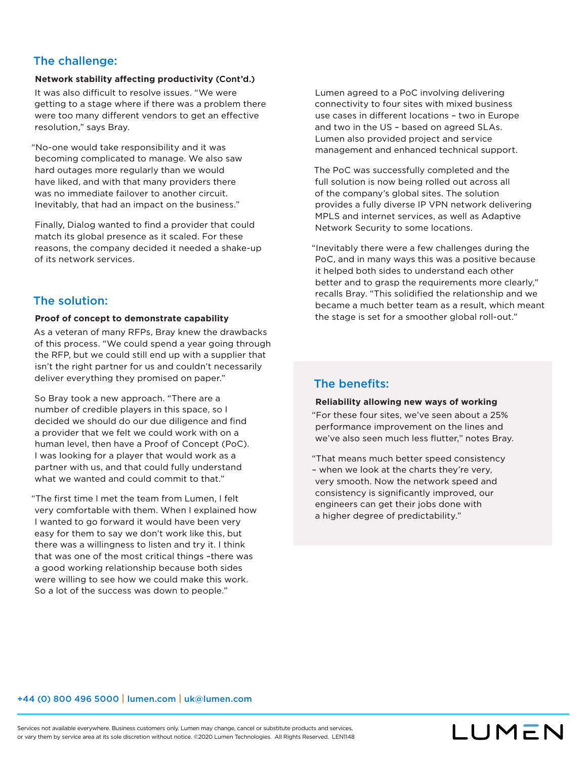## The challenge:

**Network stability affecting productivity (Cont'd.)**

It was also difficult to resolve issues. "We were getting to a stage where if there was a problem there were too many different vendors to get an effective resolution," says Bray.

"No-one would take responsibility and it was becoming complicated to manage. We also saw hard outages more regularly than we would have liked, and with that many providers there was no immediate failover to another circuit. Inevitably, that had an impact on the business."

Finally, Dialog wanted to find a provider that could match its global presence as it scaled. For these reasons, the company decided it needed a shake-up of its network services.

## The solution:

**Proof of concept to demonstrate capability**

As a veteran of many RFPs, Bray knew the drawbacks of this process. "We could spend a year going through the RFP, but we could still end up with a supplier that isn't the right partner for us and couldn't necessarily deliver everything they promised on paper."

So Bray took a new approach. "There are a number of credible players in this space, so I decided we should do our due diligence and find a provider that we felt we could work with on a human level, then have a Proof of Concept (PoC). I was looking for a player that would work as a partner with us, and that could fully understand what we wanted and could commit to that."

"The first time I met the team from Lumen, I felt very comfortable with them. When I explained how I wanted to go forward it would have been very easy for them to say we don't work like this, but there was a willingness to listen and try it. I think that was one of the most critical things –there was a good working relationship because both sides were willing to see how we could make this work. So a lot of the success was down to people."

Lumen agreed to a PoC involving delivering connectivity to four sites with mixed business use cases in different locations – two in Europe and two in the US – based on agreed SLAs. Lumen also provided project and service management and enhanced technical support.

The PoC was successfully completed and the full solution is now being rolled out across all of the company's global sites. The solution provides a fully diverse IP VPN network delivering MPLS and internet services, as well as Adaptive Network Security to some locations.

"Inevitably there were a few challenges during the PoC, and in many ways this was a positive because it helped both sides to understand each other better and to grasp the requirements more clearly," recalls Bray. "This solidified the relationship and we became a much better team as a result, which meant the stage is set for a smoother global roll-out."

## The benefits:

**Reliability allowing new ways of working**

"For these four sites, we've seen about a 25% performance improvement on the lines and we've also seen much less flutter," notes Bray.

"That means much better speed consistency – when we look at the charts they're very, very smooth. Now the network speed and consistency is significantly improved, our engineers can get their jobs done with a higher degree of predictability."

+44 (0) 800 496 5000 | lumen.com | uk@lumen.com

Services not available everywhere. Business customers only. Lumen may change, cancel or substitute products and services, or vary them by service area at its sole discretion without notice. ©2020 Lumen Technologies. All Rights Reserved. LEN1148